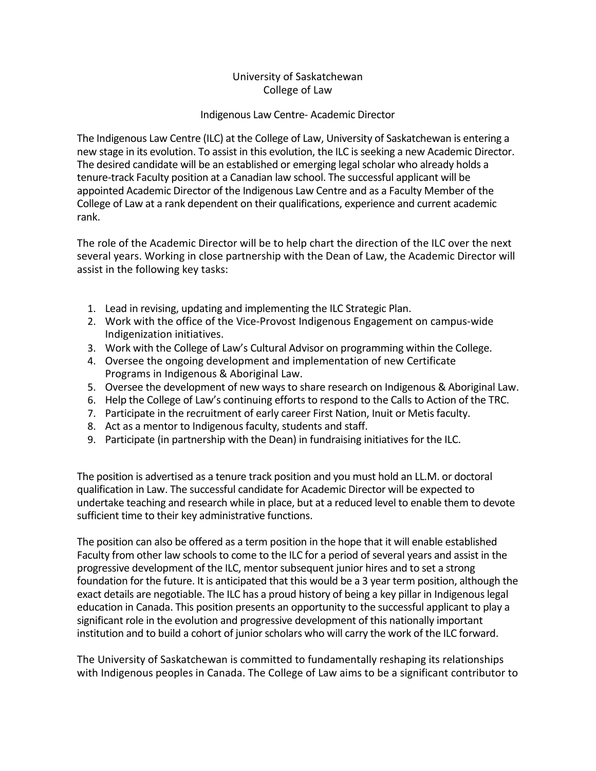# University of Saskatchewan
## College of Law

### Indigenous Law Centre- Academic Director

The Indigenous Law Centre (ILC) at the College of Law, University of Saskatchewan is entering a new stage in its evolution. To assist in this evolution, the ILC is seeking a new Academic Director. The desired candidate will be an established or emerging legal scholar who already holds a tenure-track Faculty position at a Canadian law school. The successful applicant will be appointed Academic Director of the Indigenous Law Centre and as a Faculty Member of the College of Law at a rank dependent on their qualifications, experience and current academic rank.

The role of the Academic Director will be to help chart the direction of the ILC over the next several years. Working in close partnership with the Dean of Law, the Academic Director will assist in the following key tasks:

1. Lead in revising, updating and implementing the ILC Strategic Plan.
2. Work with the office of the Vice-Provost Indigenous Engagement on campus-wide Indigenization initiatives.
3. Work with the College of Law's Cultural Advisor on programming within the College.
4. Oversee the ongoing development and implementation of new Certificate Programs in Indigenous & Aboriginal Law.
5. Oversee the development of new ways to share research on Indigenous & Aboriginal Law.
6. Help the College of Law's continuing efforts to respond to the Calls to Action of the TRC.
7. Participate in the recruitment of early career First Nation, Inuit or Metis faculty.
8. Act as a mentor to Indigenous faculty, students and staff.
9. Participate (in partnership with the Dean) in fundraising initiatives for the ILC.

The position is advertised as a tenure track position and you must hold an LL.M. or doctoral qualification in Law. The successful candidate for Academic Director will be expected to undertake teaching and research while in place, but at a reduced level to enable them to devote sufficient time to their key administrative functions.

The position can also be offered as a term position in the hope that it will enable established Faculty from other law schools to come to the ILC for a period of several years and assist in the progressive development of the ILC, mentor subsequent junior hires and to set a strong foundation for the future. It is anticipated that this would be a 3 year term position, although the exact details are negotiable. The ILC has a proud history of being a key pillar in Indigenous legal education in Canada. This position presents an opportunity to the successful applicant to play a significant role in the evolution and progressive development of this nationally important institution and to build a cohort of junior scholars who will carry the work of the ILC forward.

The University of Saskatchewan is committed to fundamentally reshaping its relationships with Indigenous peoples in Canada. The College of Law aims to be a significant contributor to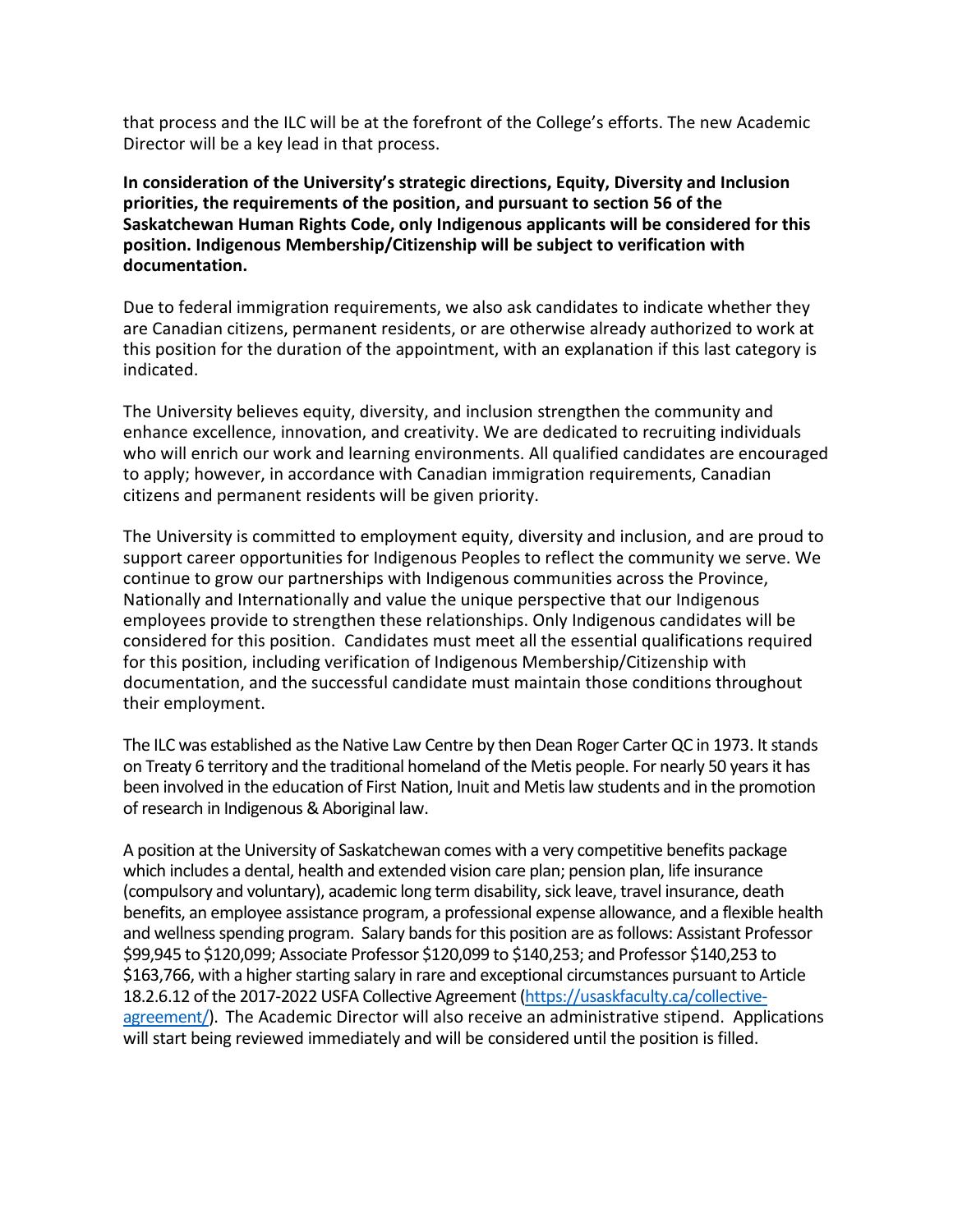that process and the ILC will be at the forefront of the College's efforts. The new Academic Director will be a key lead in that process.

**In consideration of the University's strategic directions, Equity, Diversity and Inclusion priorities, the requirements of the position, and pursuant to section 56 of the Saskatchewan Human Rights Code, only Indigenous applicants will be considered for this position. Indigenous Membership/Citizenship will be subject to verification with documentation.**

Due to federal immigration requirements, we also ask candidates to indicate whether they are Canadian citizens, permanent residents, or are otherwise already authorized to work at this position for the duration of the appointment, with an explanation if this last category is indicated.

The University believes equity, diversity, and inclusion strengthen the community and enhance excellence, innovation, and creativity. We are dedicated to recruiting individuals who will enrich our work and learning environments. All qualified candidates are encouraged to apply; however, in accordance with Canadian immigration requirements, Canadian citizens and permanent residents will be given priority.

The University is committed to employment equity, diversity and inclusion, and are proud to support career opportunities for Indigenous Peoples to reflect the community we serve. We continue to grow our partnerships with Indigenous communities across the Province, Nationally and Internationally and value the unique perspective that our Indigenous employees provide to strengthen these relationships. Only Indigenous candidates will be considered for this position. Candidates must meet all the essential qualifications required for this position, including verification of Indigenous Membership/Citizenship with documentation, and the successful candidate must maintain those conditions throughout their employment.

The ILC was established as the Native Law Centre by then Dean Roger Carter QC in 1973. It stands on Treaty 6 territory and the traditional homeland of the Metis people. For nearly 50 years it has been involved in the education of First Nation, Inuit and Metis law students and in the promotion of research in Indigenous & Aboriginal law.

A position at the University of Saskatchewan comes with a very competitive benefits package which includes a dental, health and extended vision care plan; pension plan, life insurance (compulsory and voluntary), academic long term disability, sick leave, travel insurance, death benefits, an employee assistance program, a professional expense allowance, and a flexible health and wellness spending program. Salary bands for this position are as follows: Assistant Professor $99,945 to $120,099; Associate Professor $120,099 to $140,253; and Professor $140,253 to $163,766, with a higher starting salary in rare and exceptional circumstances pursuant to Article 18.2.6.12 of the 2017-2022 USFA Collective Agreement (https://usaskfaculty.ca/collective-agreement/). The Academic Director will also receive an administrative stipend. Applications will start being reviewed immediately and will be considered until the position is filled.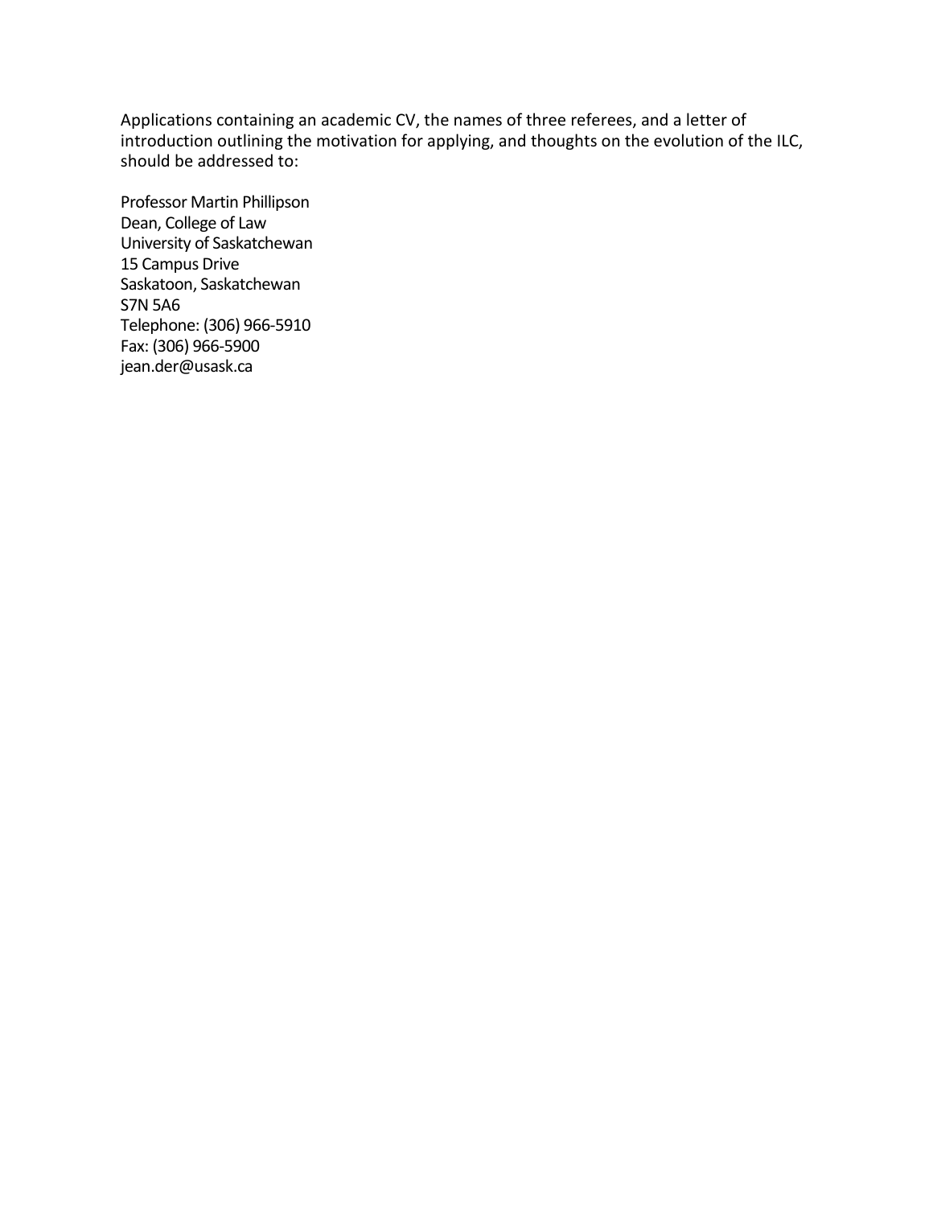Applications containing an academic CV, the names of three referees, and a letter of introduction outlining the motivation for applying, and thoughts on the evolution of the ILC, should be addressed to:

Professor Martin Phillipson
Dean, College of Law
University of Saskatchewan
15 Campus Drive
Saskatoon, Saskatchewan
S7N 5A6
Telephone: (306) 966-5910
Fax: (306) 966-5900
jean.der@usask.ca